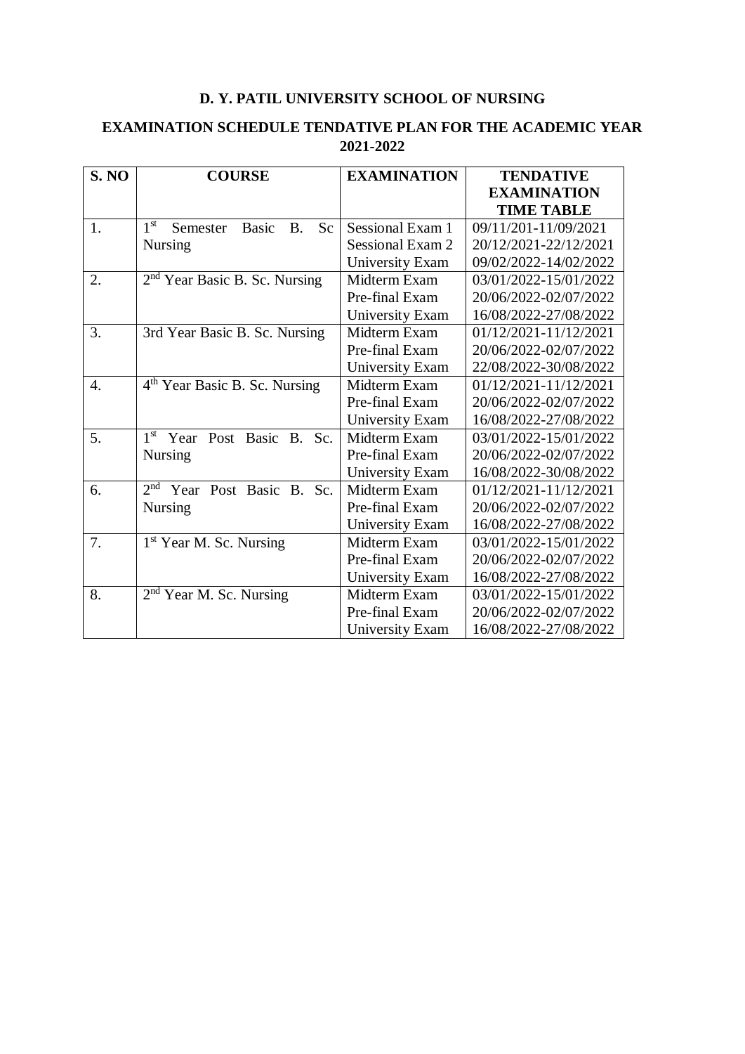# D. Y. PATIL UNIVERSITY SCHOOL OF NURSING

## EXAMINATION SCHEDULE TENDATIVE PLAN FOR THE ACADEMIC YEAR 2021-2022

| S. NO | COURSE | EXAMINATION | TENDATIVE EXAMINATION TIME TABLE |
|---|---|---|---|
| 1. | 1st Semester Basic B. Sc Nursing | Sessional Exam 1 | 09/11/201-11/09/2021 |
| | | Sessional Exam 2 | 20/12/2021-22/12/2021 |
| | | University Exam | 09/02/2022-14/02/2022 |
| 2. | 2nd Year Basic B. Sc. Nursing | Midterm Exam | 03/01/2022-15/01/2022 |
| | | Pre-final Exam | 20/06/2022-02/07/2022 |
| | | University Exam | 16/08/2022-27/08/2022 |
| 3. | 3rd Year Basic B. Sc. Nursing | Midterm Exam | 01/12/2021-11/12/2021 |
| | | Pre-final Exam | 20/06/2022-02/07/2022 |
| | | University Exam | 22/08/2022-30/08/2022 |
| 4. | 4th Year Basic B. Sc. Nursing | Midterm Exam | 01/12/2021-11/12/2021 |
| | | Pre-final Exam | 20/06/2022-02/07/2022 |
| | | University Exam | 16/08/2022-27/08/2022 |
| 5. | 1st Year Post Basic B. Sc. Nursing | Midterm Exam | 03/01/2022-15/01/2022 |
| | | Pre-final Exam | 20/06/2022-02/07/2022 |
| | | University Exam | 16/08/2022-30/08/2022 |
| 6. | 2nd Year Post Basic B. Sc. Nursing | Midterm Exam | 01/12/2021-11/12/2021 |
| | | Pre-final Exam | 20/06/2022-02/07/2022 |
| | | University Exam | 16/08/2022-27/08/2022 |
| 7. | 1st Year M. Sc. Nursing | Midterm Exam | 03/01/2022-15/01/2022 |
| | | Pre-final Exam | 20/06/2022-02/07/2022 |
| | | University Exam | 16/08/2022-27/08/2022 |
| 8. | 2nd Year M. Sc. Nursing | Midterm Exam | 03/01/2022-15/01/2022 |
| | | Pre-final Exam | 20/06/2022-02/07/2022 |
| | | University Exam | 16/08/2022-27/08/2022 |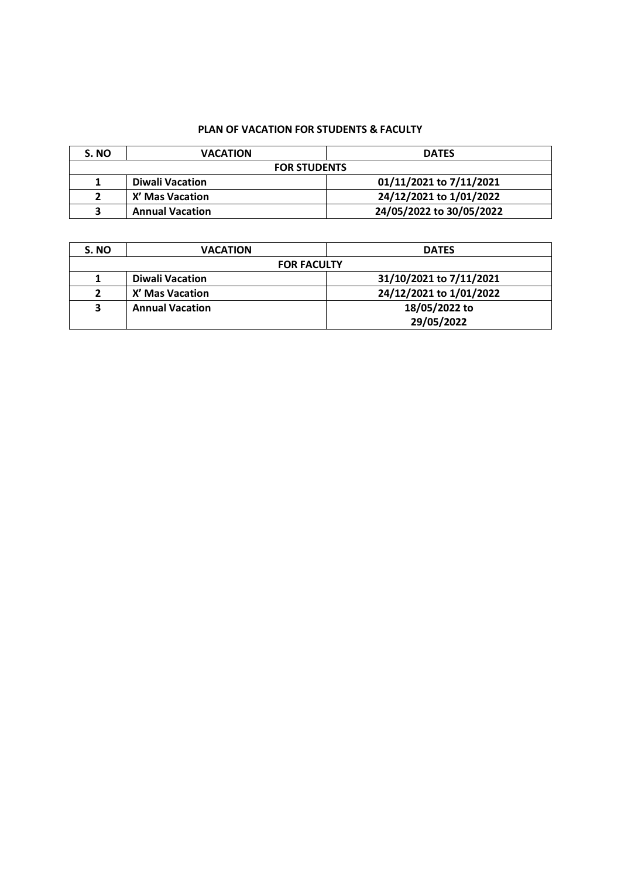**PLAN OF VACATION FOR STUDENTS & FACULTY**

| S. NO | VACATION | DATES |
|---|---|---|
| **FOR STUDENTS** | | |
| 1 | Diwali Vacation | 01/11/2021 to 7/11/2021 |
| 2 | X' Mas Vacation | 24/12/2021 to 1/01/2022 |
| 3 | Annual Vacation | 24/05/2022 to 30/05/2022 |

| S. NO | VACATION | DATES |
|---|---|---|
| **FOR FACULTY** | | |
| 1 | Diwali Vacation | 31/10/2021 to 7/11/2021 |
| 2 | X' Mas Vacation | 24/12/2021 to 1/01/2022 |
| 3 | Annual Vacation | 18/05/2022 to 29/05/2022 |